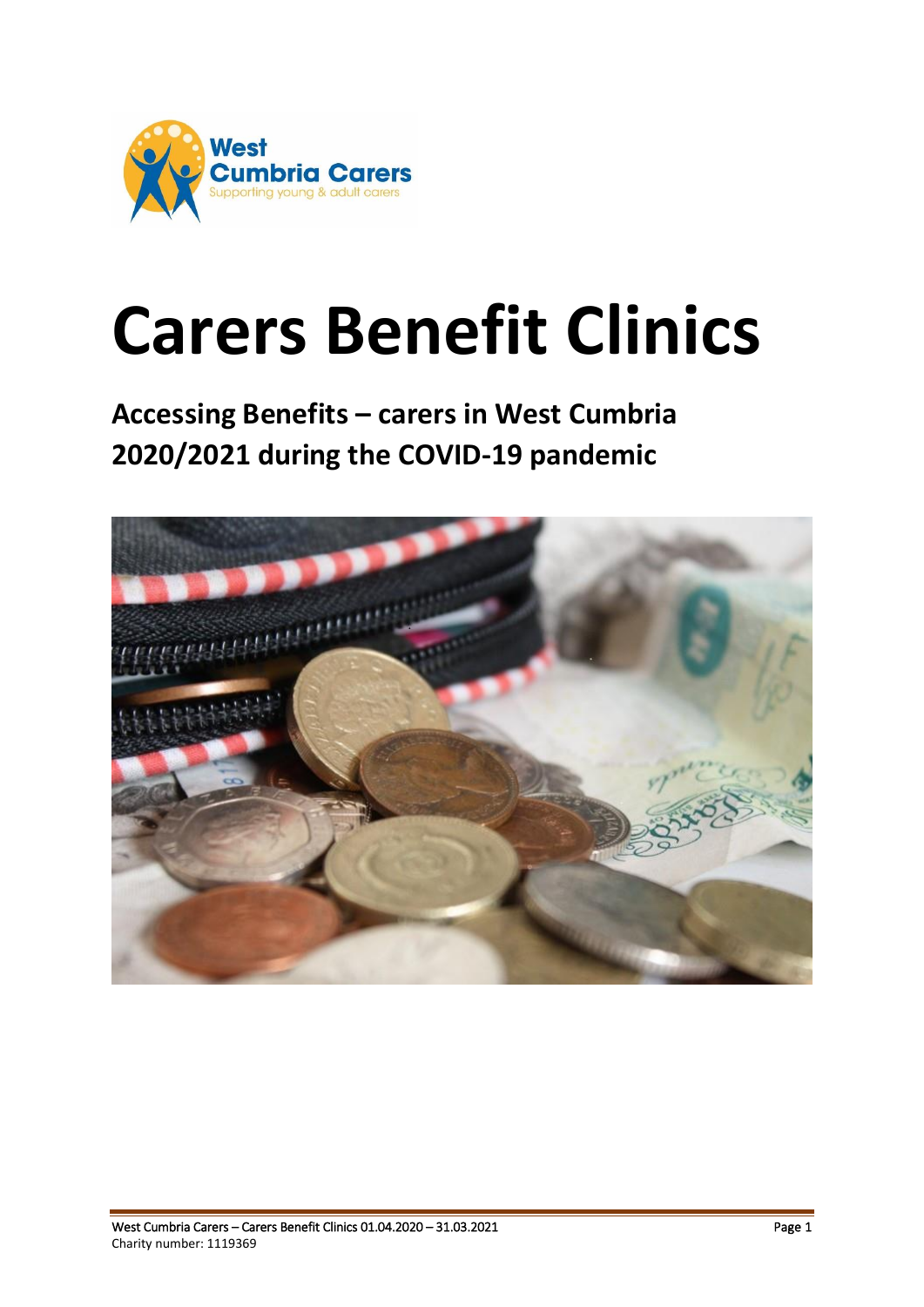West Cumbria Carers
Supporting young & adult carers

# Carers Benefit Clinics

## Accessing Benefits – carers in West Cumbria 2020/2021 during the COVID-19 pandemic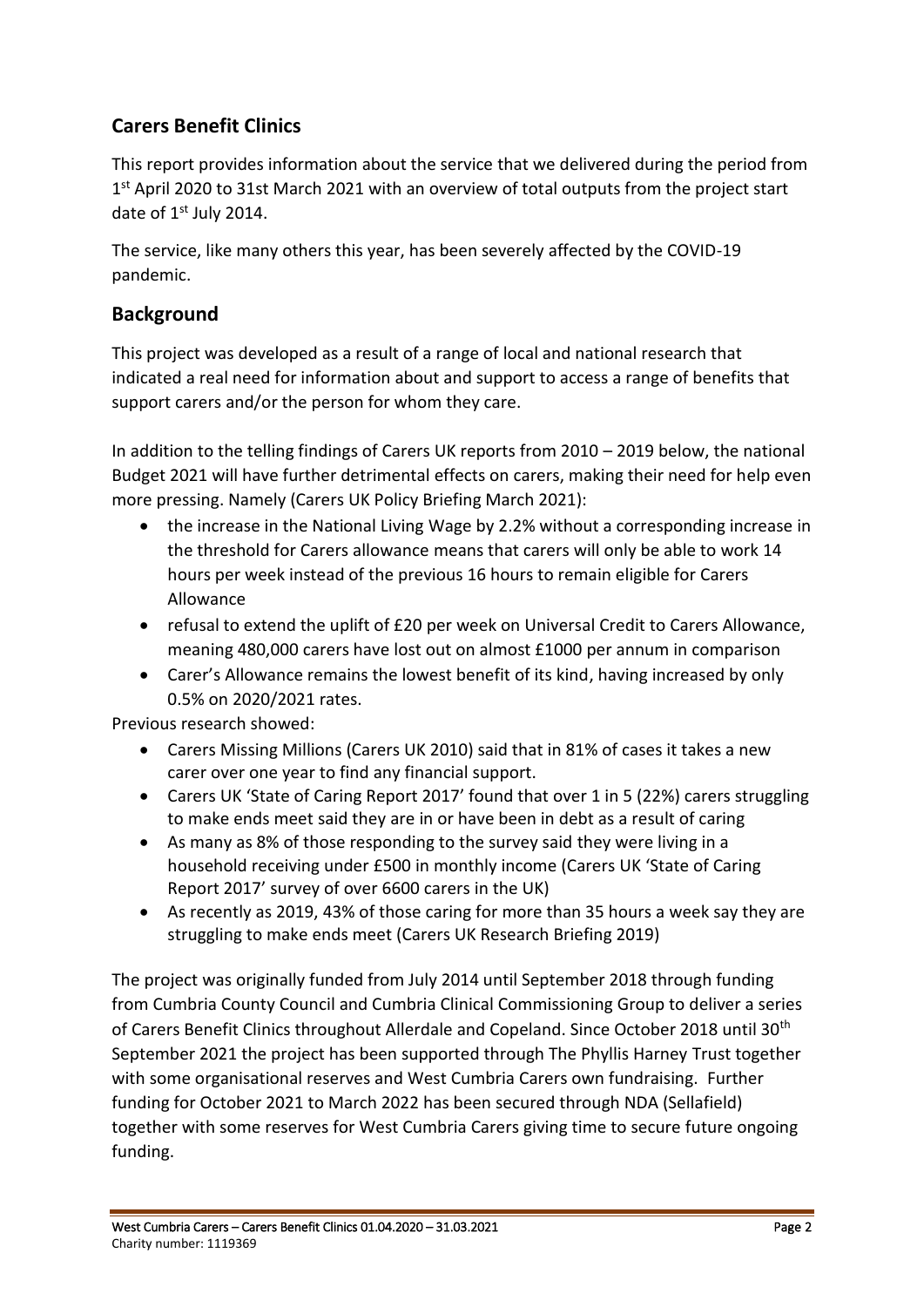## Carers Benefit Clinics

This report provides information about the service that we delivered during the period from 1st April 2020 to 31st March 2021 with an overview of total outputs from the project start date of 1st July 2014.

The service, like many others this year, has been severely affected by the COVID-19 pandemic.

## Background

This project was developed as a result of a range of local and national research that indicated a real need for information about and support to access a range of benefits that support carers and/or the person for whom they care.

In addition to the telling findings of Carers UK reports from 2010 – 2019 below, the national Budget 2021 will have further detrimental effects on carers, making their need for help even more pressing. Namely (Carers UK Policy Briefing March 2021):

- the increase in the National Living Wage by 2.2% without a corresponding increase in the threshold for Carers allowance means that carers will only be able to work 14 hours per week instead of the previous 16 hours to remain eligible for Carers Allowance
- refusal to extend the uplift of £20 per week on Universal Credit to Carers Allowance, meaning 480,000 carers have lost out on almost £1000 per annum in comparison
- Carer's Allowance remains the lowest benefit of its kind, having increased by only 0.5% on 2020/2021 rates.

Previous research showed:

- Carers Missing Millions (Carers UK 2010) said that in 81% of cases it takes a new carer over one year to find any financial support.
- Carers UK 'State of Caring Report 2017' found that over 1 in 5 (22%) carers struggling to make ends meet said they are in or have been in debt as a result of caring
- As many as 8% of those responding to the survey said they were living in a household receiving under £500 in monthly income (Carers UK 'State of Caring Report 2017' survey of over 6600 carers in the UK)
- As recently as 2019, 43% of those caring for more than 35 hours a week say they are struggling to make ends meet (Carers UK Research Briefing 2019)

The project was originally funded from July 2014 until September 2018 through funding from Cumbria County Council and Cumbria Clinical Commissioning Group to deliver a series of Carers Benefit Clinics throughout Allerdale and Copeland. Since October 2018 until 30th September 2021 the project has been supported through The Phyllis Harney Trust together with some organisational reserves and West Cumbria Carers own fundraising. Further funding for October 2021 to March 2022 has been secured through NDA (Sellafield) together with some reserves for West Cumbria Carers giving time to secure future ongoing funding.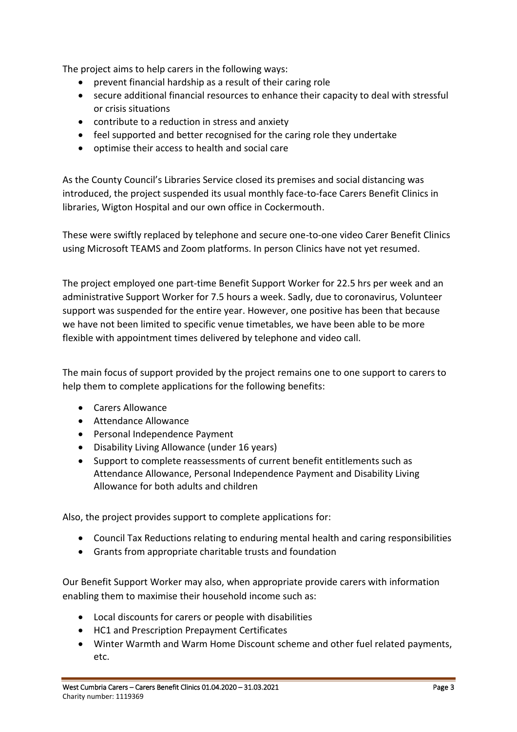The project aims to help carers in the following ways:

- prevent financial hardship as a result of their caring role
- secure additional financial resources to enhance their capacity to deal with stressful or crisis situations
- contribute to a reduction in stress and anxiety
- feel supported and better recognised for the caring role they undertake
- optimise their access to health and social care

As the County Council's Libraries Service closed its premises and social distancing was introduced, the project suspended its usual monthly face-to-face Carers Benefit Clinics in libraries, Wigton Hospital and our own office in Cockermouth.

These were swiftly replaced by telephone and secure one-to-one video Carer Benefit Clinics using Microsoft TEAMS and Zoom platforms. In person Clinics have not yet resumed.

The project employed one part-time Benefit Support Worker for 22.5 hrs per week and an administrative Support Worker for 7.5 hours a week. Sadly, due to coronavirus, Volunteer support was suspended for the entire year. However, one positive has been that because we have not been limited to specific venue timetables, we have been able to be more flexible with appointment times delivered by telephone and video call.

The main focus of support provided by the project remains one to one support to carers to help them to complete applications for the following benefits:

- Carers Allowance
- Attendance Allowance
- Personal Independence Payment
- Disability Living Allowance (under 16 years)
- Support to complete reassessments of current benefit entitlements such as Attendance Allowance, Personal Independence Payment and Disability Living Allowance for both adults and children

Also, the project provides support to complete applications for:

- Council Tax Reductions relating to enduring mental health and caring responsibilities
- Grants from appropriate charitable trusts and foundation

Our Benefit Support Worker may also, when appropriate provide carers with information enabling them to maximise their household income such as:

- Local discounts for carers or people with disabilities
- HC1 and Prescription Prepayment Certificates
- Winter Warmth and Warm Home Discount scheme and other fuel related payments, etc.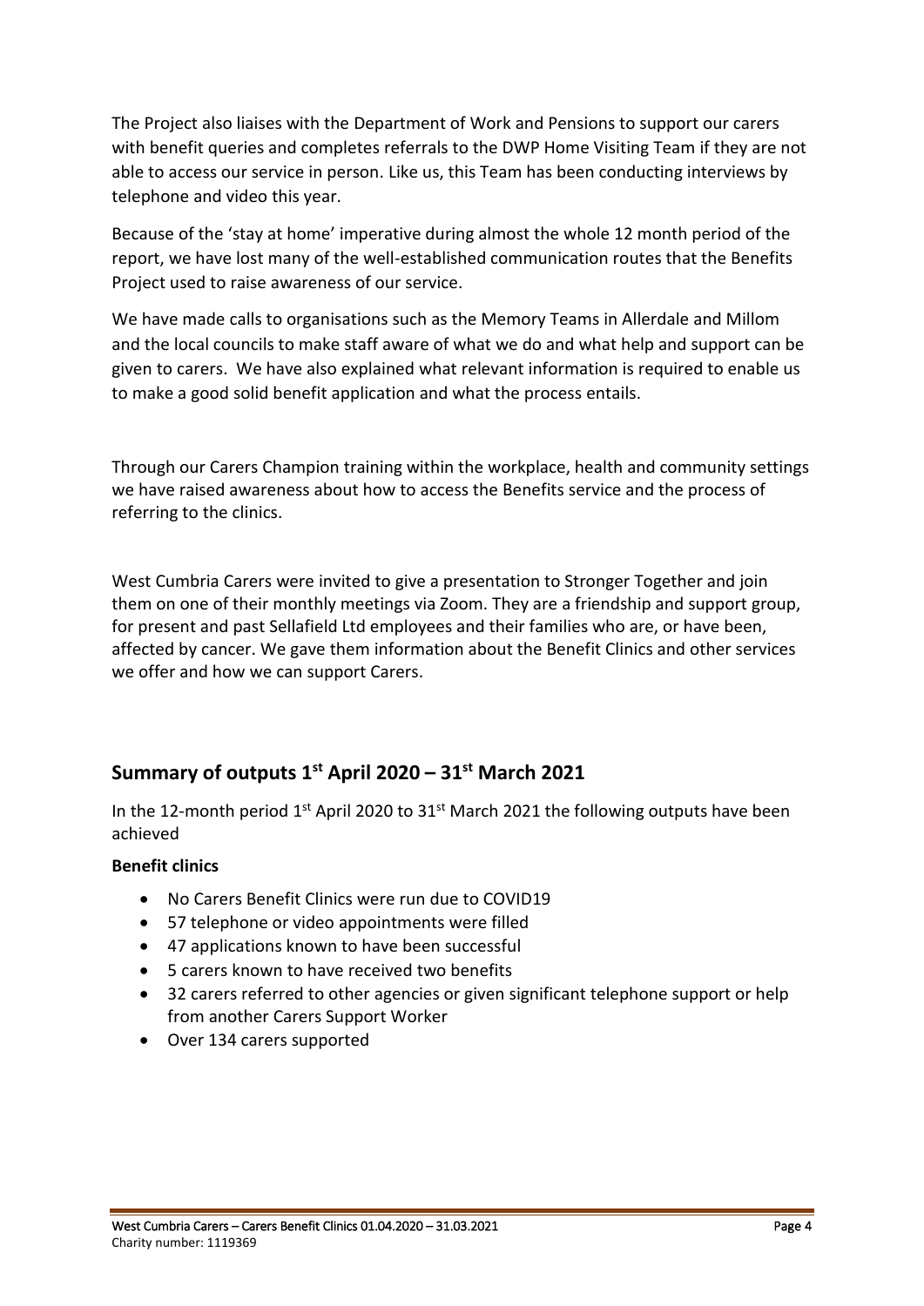The Project also liaises with the Department of Work and Pensions to support our carers with benefit queries and completes referrals to the DWP Home Visiting Team if they are not able to access our service in person. Like us, this Team has been conducting interviews by telephone and video this year.

Because of the 'stay at home' imperative during almost the whole 12 month period of the report, we have lost many of the well-established communication routes that the Benefits Project used to raise awareness of our service.

We have made calls to organisations such as the Memory Teams in Allerdale and Millom and the local councils to make staff aware of what we do and what help and support can be given to carers. We have also explained what relevant information is required to enable us to make a good solid benefit application and what the process entails.

Through our Carers Champion training within the workplace, health and community settings we have raised awareness about how to access the Benefits service and the process of referring to the clinics.

West Cumbria Carers were invited to give a presentation to Stronger Together and join them on one of their monthly meetings via Zoom. They are a friendship and support group, for present and past Sellafield Ltd employees and their families who are, or have been, affected by cancer. We gave them information about the Benefit Clinics and other services we offer and how we can support Carers.

## Summary of outputs 1st April 2020 – 31st March 2021

In the 12-month period 1st April 2020 to 31st March 2021 the following outputs have been achieved

**Benefit clinics**

- No Carers Benefit Clinics were run due to COVID19
- 57 telephone or video appointments were filled
- 47 applications known to have been successful
- 5 carers known to have received two benefits
- 32 carers referred to other agencies or given significant telephone support or help from another Carers Support Worker
- Over 134 carers supported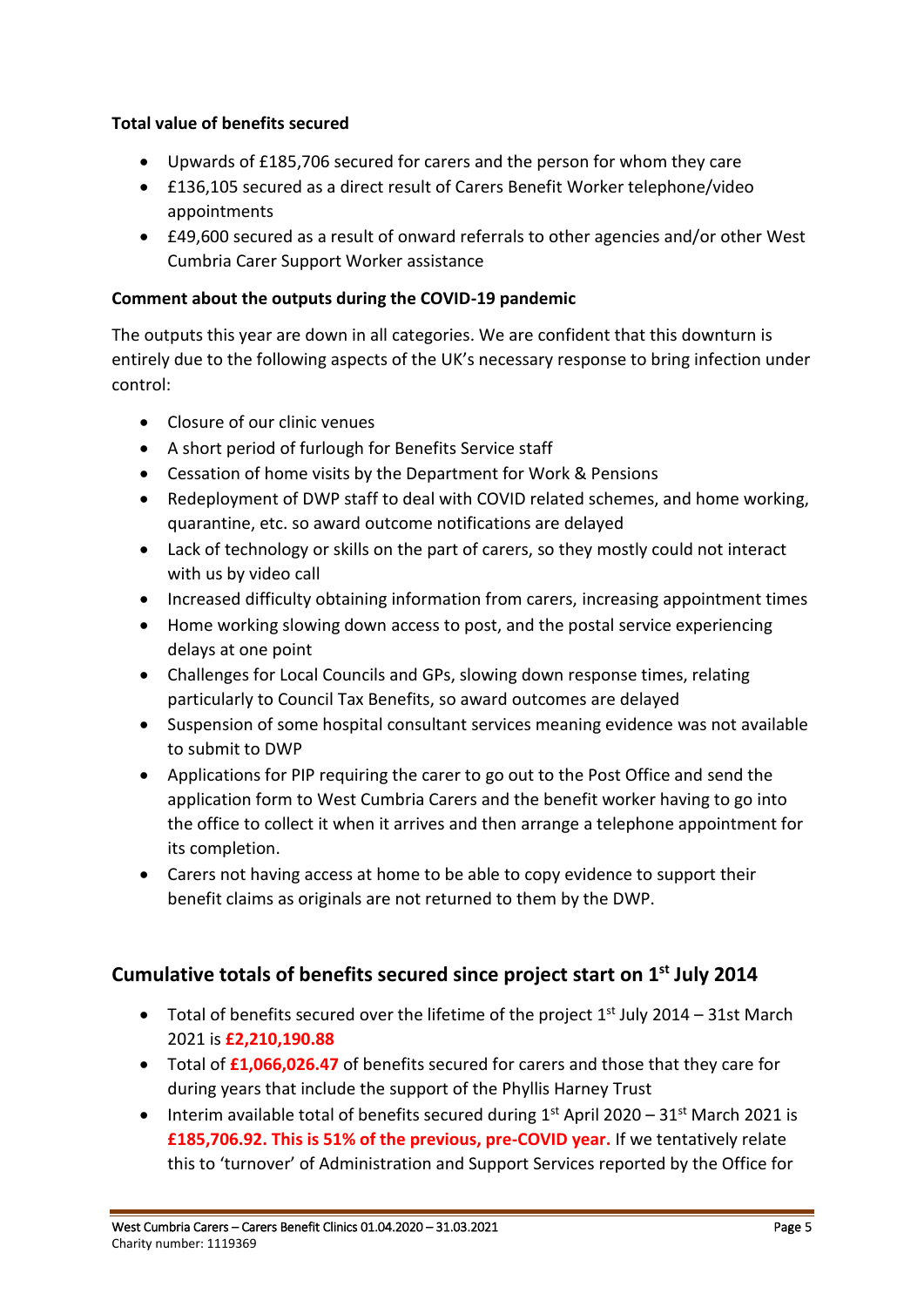**Total value of benefits secured**

- Upwards of £185,706 secured for carers and the person for whom they care
- £136,105 secured as a direct result of Carers Benefit Worker telephone/video appointments
- £49,600 secured as a result of onward referrals to other agencies and/or other West Cumbria Carer Support Worker assistance

**Comment about the outputs during the COVID-19 pandemic**

The outputs this year are down in all categories. We are confident that this downturn is entirely due to the following aspects of the UK's necessary response to bring infection under control:

- Closure of our clinic venues
- A short period of furlough for Benefits Service staff
- Cessation of home visits by the Department for Work & Pensions
- Redeployment of DWP staff to deal with COVID related schemes, and home working, quarantine, etc. so award outcome notifications are delayed
- Lack of technology or skills on the part of carers, so they mostly could not interact with us by video call
- Increased difficulty obtaining information from carers, increasing appointment times
- Home working slowing down access to post, and the postal service experiencing delays at one point
- Challenges for Local Councils and GPs, slowing down response times, relating particularly to Council Tax Benefits, so award outcomes are delayed
- Suspension of some hospital consultant services meaning evidence was not available to submit to DWP
- Applications for PIP requiring the carer to go out to the Post Office and send the application form to West Cumbria Carers and the benefit worker having to go into the office to collect it when it arrives and then arrange a telephone appointment for its completion.
- Carers not having access at home to be able to copy evidence to support their benefit claims as originals are not returned to them by the DWP.

## Cumulative totals of benefits secured since project start on 1st July 2014

- Total of benefits secured over the lifetime of the project 1st July 2014 – 31st March 2021 is **£2,210,190.88**
- Total of **£1,066,026.47** of benefits secured for carers and those that they care for during years that include the support of the Phyllis Harney Trust
- Interim available total of benefits secured during 1st April 2020 – 31st March 2021 is **£185,706.92. This is 51% of the previous, pre-COVID year.** If we tentatively relate this to 'turnover' of Administration and Support Services reported by the Office for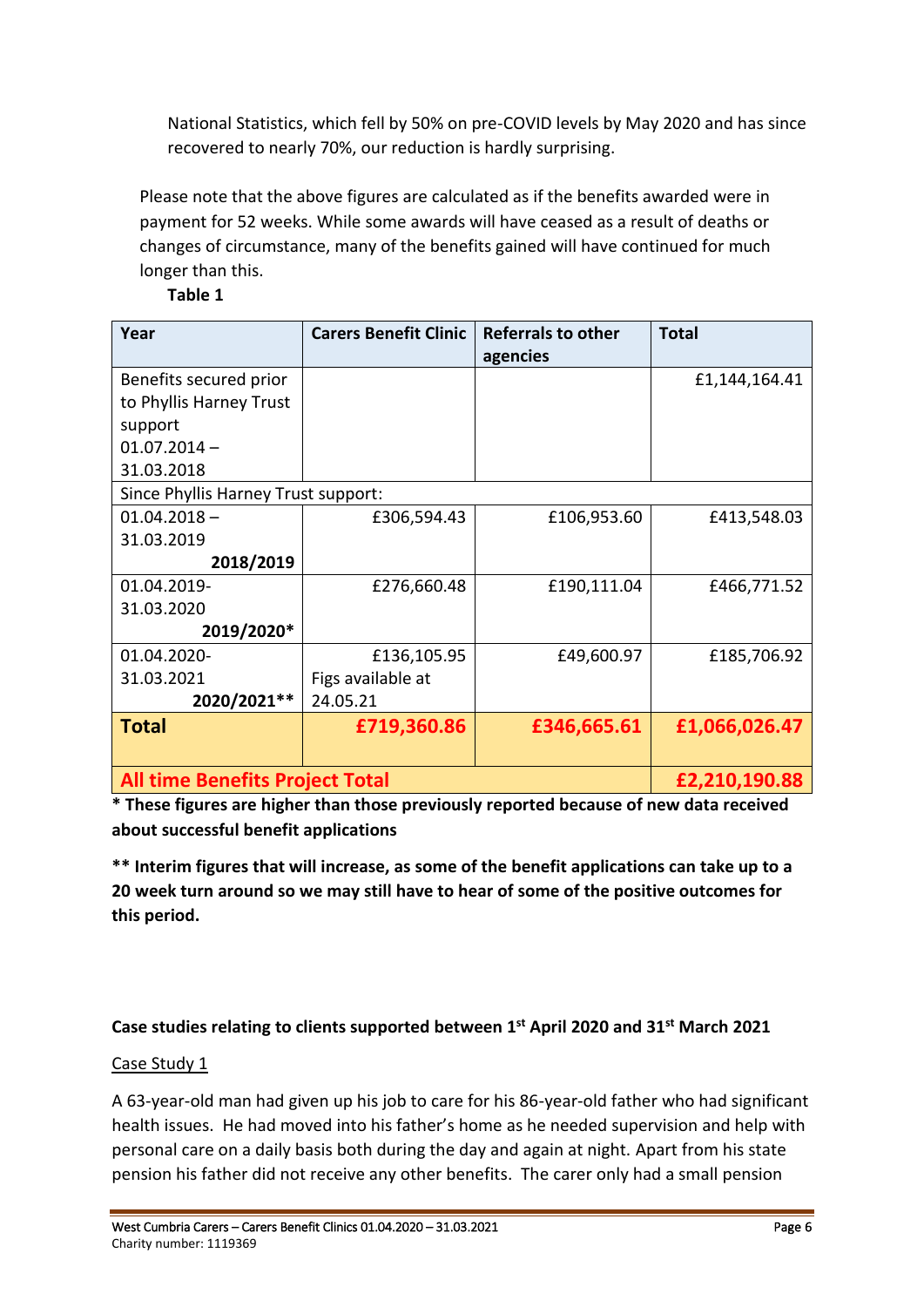National Statistics, which fell by 50% on pre-COVID levels by May 2020 and has since recovered to nearly 70%, our reduction is hardly surprising.

Please note that the above figures are calculated as if the benefits awarded were in payment for 52 weeks. While some awards will have ceased as a result of deaths or changes of circumstance, many of the benefits gained will have continued for much longer than this.

**Table 1**

| Year | Carers Benefit Clinic | Referrals to other agencies | Total |
|---|---|---|---|
| Benefits secured prior to Phyllis Harney Trust support 01.07.2014 – 31.03.2018 | | | £1,144,164.41 |
| Since Phyllis Harney Trust support: | | | |
| 01.04.2018 – 31.03.2019 **2018/2019** | £306,594.43 | £106,953.60 | £413,548.03 |
| 01.04.2019- 31.03.2020 **2019/2020*** | £276,660.48 | £190,111.04 | £466,771.52 |
| 01.04.2020- 31.03.2021 **2020/2021**** | £136,105.95 Figs available at 24.05.21 | £49,600.97 | £185,706.92 |
| **Total** | **£719,360.86** | **£346,665.61** | **£1,066,026.47** |
| **All time Benefits Project Total** | | | **£2,210,190.88** |

**\* These figures are higher than those previously reported because of new data received about successful benefit applications**

**\*\* Interim figures that will increase, as some of the benefit applications can take up to a 20 week turn around so we may still have to hear of some of the positive outcomes for this period.**

**Case studies relating to clients supported between 1st April 2020 and 31st March 2021**

Case Study 1

A 63-year-old man had given up his job to care for his 86-year-old father who had significant health issues. He had moved into his father's home as he needed supervision and help with personal care on a daily basis both during the day and again at night. Apart from his state pension his father did not receive any other benefits. The carer only had a small pension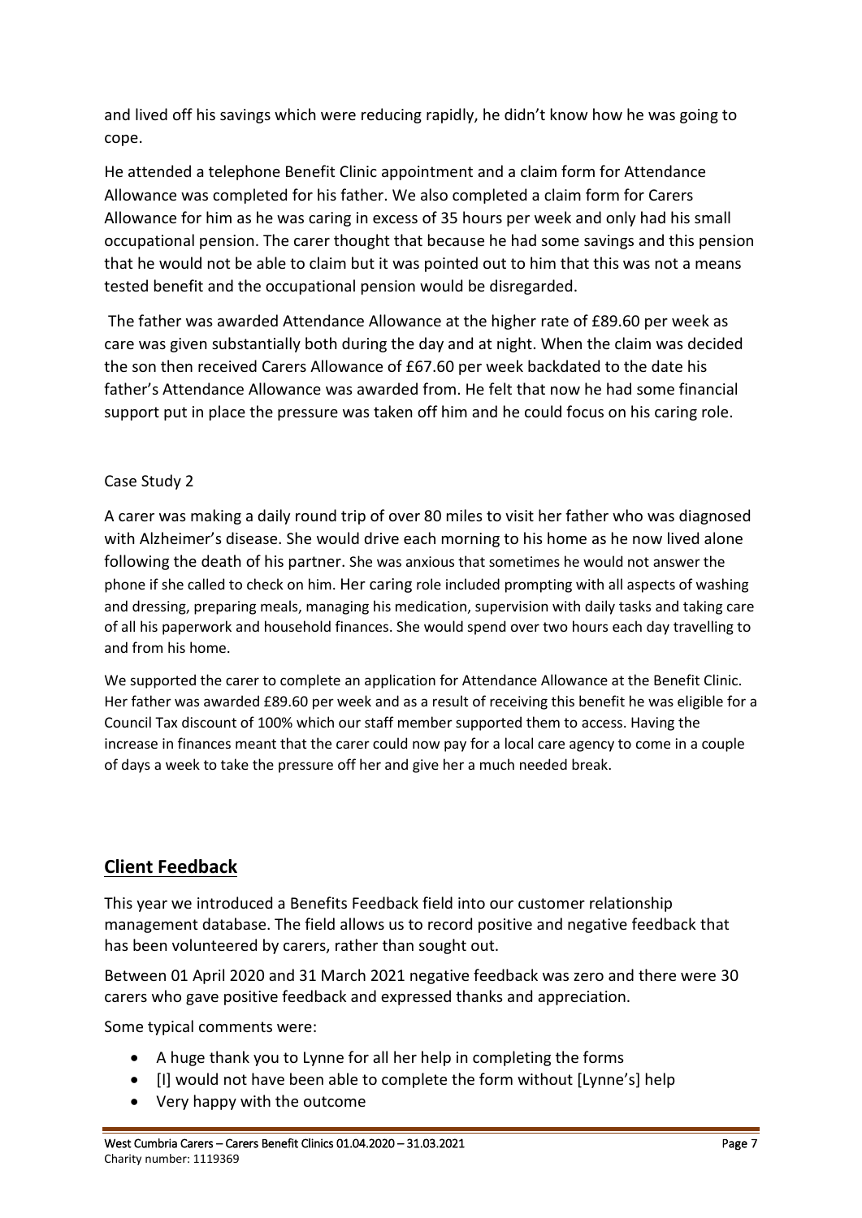and lived off his savings which were reducing rapidly, he didn't know how he was going to cope.

He attended a telephone Benefit Clinic appointment and a claim form for Attendance Allowance was completed for his father. We also completed a claim form for Carers Allowance for him as he was caring in excess of 35 hours per week and only had his small occupational pension. The carer thought that because he had some savings and this pension that he would not be able to claim but it was pointed out to him that this was not a means tested benefit and the occupational pension would be disregarded.

The father was awarded Attendance Allowance at the higher rate of £89.60 per week as care was given substantially both during the day and at night. When the claim was decided the son then received Carers Allowance of £67.60 per week backdated to the date his father's Attendance Allowance was awarded from. He felt that now he had some financial support put in place the pressure was taken off him and he could focus on his caring role.

Case Study 2

A carer was making a daily round trip of over 80 miles to visit her father who was diagnosed with Alzheimer's disease. She would drive each morning to his home as he now lived alone following the death of his partner. She was anxious that sometimes he would not answer the phone if she called to check on him. Her caring role included prompting with all aspects of washing and dressing, preparing meals, managing his medication, supervision with daily tasks and taking care of all his paperwork and household finances. She would spend over two hours each day travelling to and from his home.

We supported the carer to complete an application for Attendance Allowance at the Benefit Clinic. Her father was awarded £89.60 per week and as a result of receiving this benefit he was eligible for a Council Tax discount of 100% which our staff member supported them to access. Having the increase in finances meant that the carer could now pay for a local care agency to come in a couple of days a week to take the pressure off her and give her a much needed break.

## Client Feedback

This year we introduced a Benefits Feedback field into our customer relationship management database. The field allows us to record positive and negative feedback that has been volunteered by carers, rather than sought out.

Between 01 April 2020 and 31 March 2021 negative feedback was zero and there were 30 carers who gave positive feedback and expressed thanks and appreciation.

Some typical comments were:

- A huge thank you to Lynne for all her help in completing the forms
- [I] would not have been able to complete the form without [Lynne's] help
- Very happy with the outcome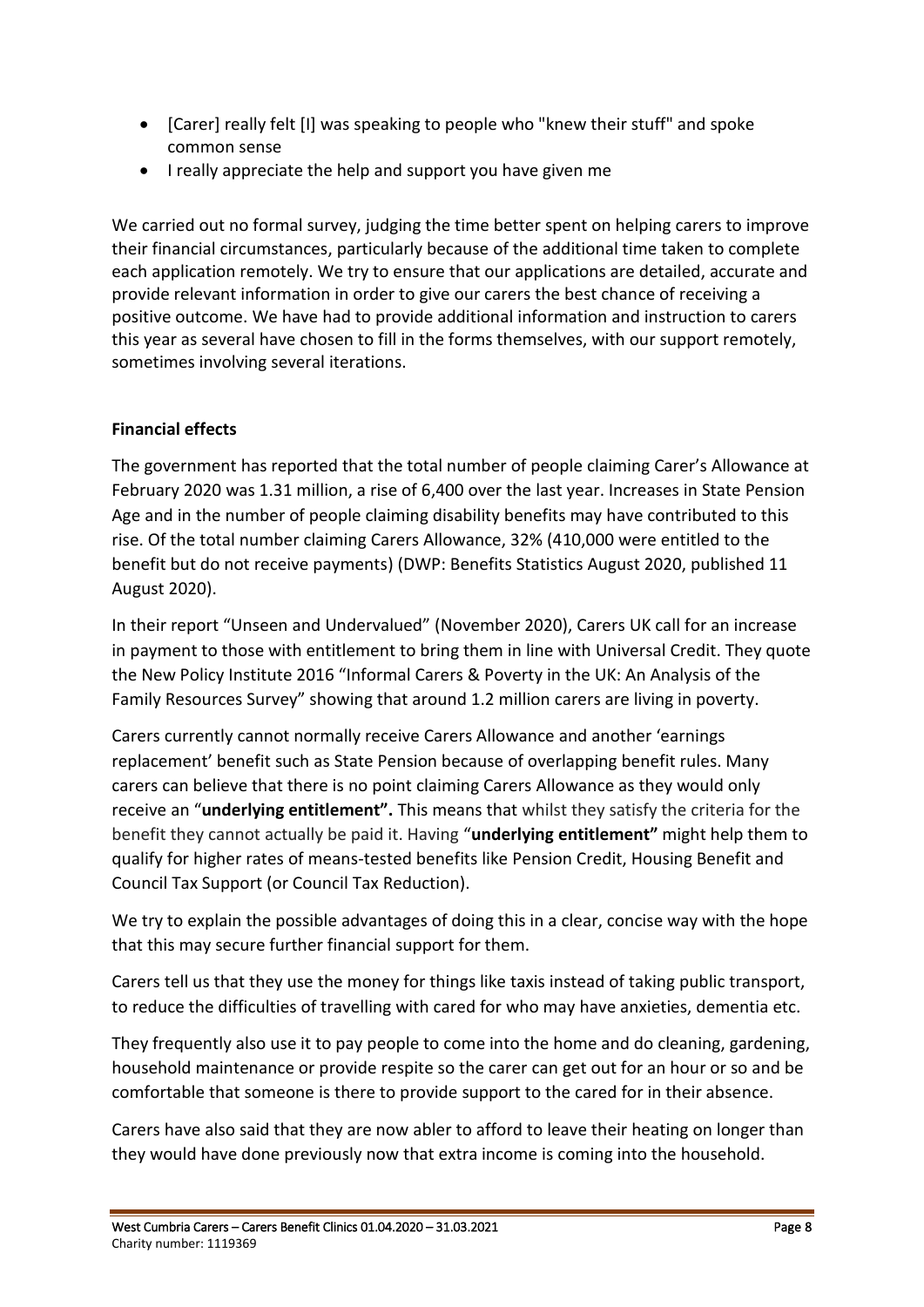- [Carer] really felt [I] was speaking to people who "knew their stuff" and spoke common sense
- I really appreciate the help and support you have given me

We carried out no formal survey, judging the time better spent on helping carers to improve their financial circumstances, particularly because of the additional time taken to complete each application remotely. We try to ensure that our applications are detailed, accurate and provide relevant information in order to give our carers the best chance of receiving a positive outcome. We have had to provide additional information and instruction to carers this year as several have chosen to fill in the forms themselves, with our support remotely, sometimes involving several iterations.

**Financial effects**

The government has reported that the total number of people claiming Carer's Allowance at February 2020 was 1.31 million, a rise of 6,400 over the last year. Increases in State Pension Age and in the number of people claiming disability benefits may have contributed to this rise. Of the total number claiming Carers Allowance, 32% (410,000 were entitled to the benefit but do not receive payments) (DWP: Benefits Statistics August 2020, published 11 August 2020).

In their report "Unseen and Undervalued" (November 2020), Carers UK call for an increase in payment to those with entitlement to bring them in line with Universal Credit. They quote the New Policy Institute 2016 "Informal Carers & Poverty in the UK: An Analysis of the Family Resources Survey" showing that around 1.2 million carers are living in poverty.

Carers currently cannot normally receive Carers Allowance and another 'earnings replacement' benefit such as State Pension because of overlapping benefit rules. Many carers can believe that there is no point claiming Carers Allowance as they would only receive an "**underlying entitlement".** This means that whilst they satisfy the criteria for the benefit they cannot actually be paid it. Having "**underlying entitlement"** might help them to qualify for higher rates of means-tested benefits like Pension Credit, Housing Benefit and Council Tax Support (or Council Tax Reduction).

We try to explain the possible advantages of doing this in a clear, concise way with the hope that this may secure further financial support for them.

Carers tell us that they use the money for things like taxis instead of taking public transport, to reduce the difficulties of travelling with cared for who may have anxieties, dementia etc.

They frequently also use it to pay people to come into the home and do cleaning, gardening, household maintenance or provide respite so the carer can get out for an hour or so and be comfortable that someone is there to provide support to the cared for in their absence.

Carers have also said that they are now abler to afford to leave their heating on longer than they would have done previously now that extra income is coming into the household.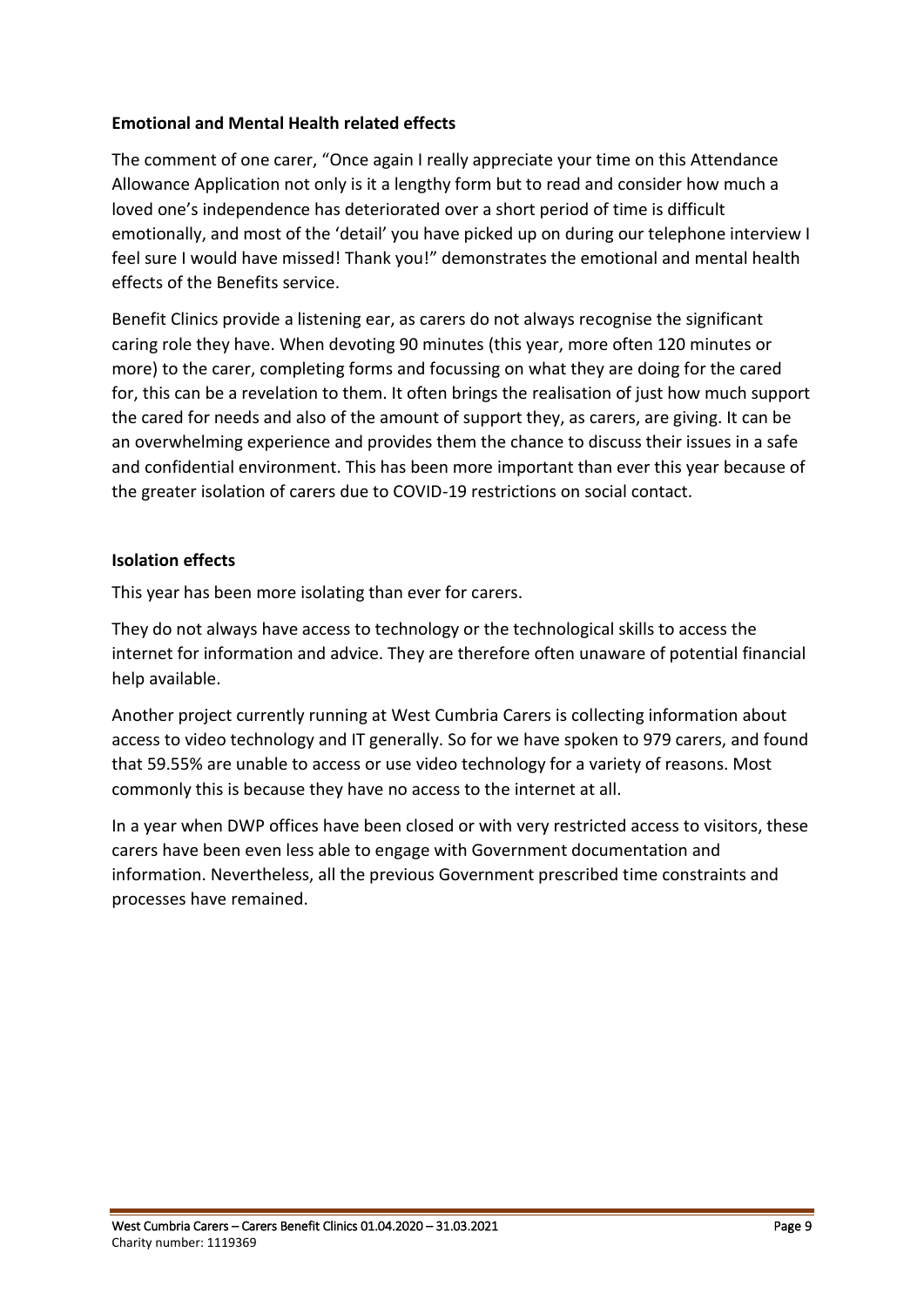**Emotional and Mental Health related effects**

The comment of one carer, "Once again I really appreciate your time on this Attendance Allowance Application not only is it a lengthy form but to read and consider how much a loved one's independence has deteriorated over a short period of time is difficult emotionally, and most of the 'detail' you have picked up on during our telephone interview I feel sure I would have missed! Thank you!" demonstrates the emotional and mental health effects of the Benefits service.

Benefit Clinics provide a listening ear, as carers do not always recognise the significant caring role they have. When devoting 90 minutes (this year, more often 120 minutes or more) to the carer, completing forms and focussing on what they are doing for the cared for, this can be a revelation to them. It often brings the realisation of just how much support the cared for needs and also of the amount of support they, as carers, are giving. It can be an overwhelming experience and provides them the chance to discuss their issues in a safe and confidential environment. This has been more important than ever this year because of the greater isolation of carers due to COVID-19 restrictions on social contact.

**Isolation effects**

This year has been more isolating than ever for carers.

They do not always have access to technology or the technological skills to access the internet for information and advice. They are therefore often unaware of potential financial help available.

Another project currently running at West Cumbria Carers is collecting information about access to video technology and IT generally. So for we have spoken to 979 carers, and found that 59.55% are unable to access or use video technology for a variety of reasons. Most commonly this is because they have no access to the internet at all.

In a year when DWP offices have been closed or with very restricted access to visitors, these carers have been even less able to engage with Government documentation and information. Nevertheless, all the previous Government prescribed time constraints and processes have remained.